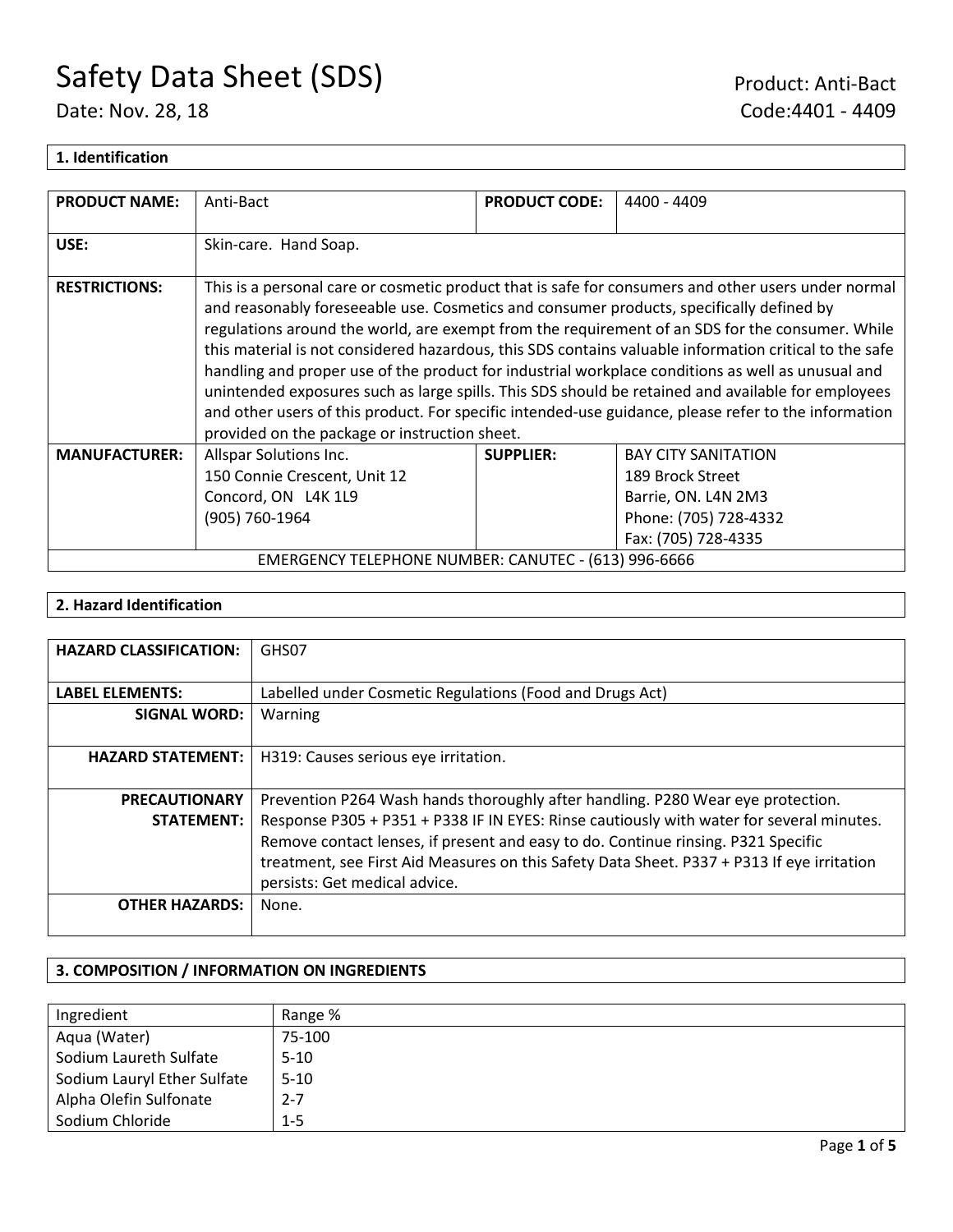# Safety Data Sheet (SDS)

Date: Nov. 28, 18

Product: Anti-Bact
Code:4401 - 4409

## 1. Identification

| PRODUCT NAME: | Anti-Bact | PRODUCT CODE: | 4400 - 4409 |
|---|---|---|---|
| USE: | Skin-care. Hand Soap. | | |
| RESTRICTIONS: | This is a personal care or cosmetic product that is safe for consumers and other users under normal and reasonably foreseeable use. Cosmetics and consumer products, specifically defined by regulations around the world, are exempt from the requirement of an SDS for the consumer. While this material is not considered hazardous, this SDS contains valuable information critical to the safe handling and proper use of the product for industrial workplace conditions as well as unusual and unintended exposures such as large spills. This SDS should be retained and available for employees and other users of this product. For specific intended-use guidance, please refer to the information provided on the package or instruction sheet. | | |
| MANUFACTURER: | Allspar Solutions Inc.<br>150 Connie Crescent, Unit 12<br>Concord, ON L4K 1L9<br>(905) 760-1964 | SUPPLIER: | BAY CITY SANITATION<br>189 Brock Street<br>Barrie, ON. L4N 2M3<br>Phone: (705) 728-4332<br>Fax: (705) 728-4335 |
| EMERGENCY TELEPHONE NUMBER: CANUTEC - (613) 996-6666 | | | |

## 2. Hazard Identification

| HAZARD CLASSIFICATION: | GHS07 |
|---|---|
| LABEL ELEMENTS: | Labelled under Cosmetic Regulations (Food and Drugs Act) |
| SIGNAL WORD: | Warning |
| HAZARD STATEMENT: | H319: Causes serious eye irritation. |
| PRECAUTIONARY STATEMENT: | Prevention P264 Wash hands thoroughly after handling. P280 Wear eye protection. Response P305 + P351 + P338 IF IN EYES: Rinse cautiously with water for several minutes. Remove contact lenses, if present and easy to do. Continue rinsing. P321 Specific treatment, see First Aid Measures on this Safety Data Sheet. P337 + P313 If eye irritation persists: Get medical advice. |
| OTHER HAZARDS: | None. |

## 3. COMPOSITION / INFORMATION ON INGREDIENTS

| Ingredient | Range % |
|---|---|
| Aqua (Water) | 75-100 |
| Sodium Laureth Sulfate | 5-10 |
| Sodium Lauryl Ether Sulfate | 5-10 |
| Alpha Olefin Sulfonate | 2-7 |
| Sodium Chloride | 1-5 |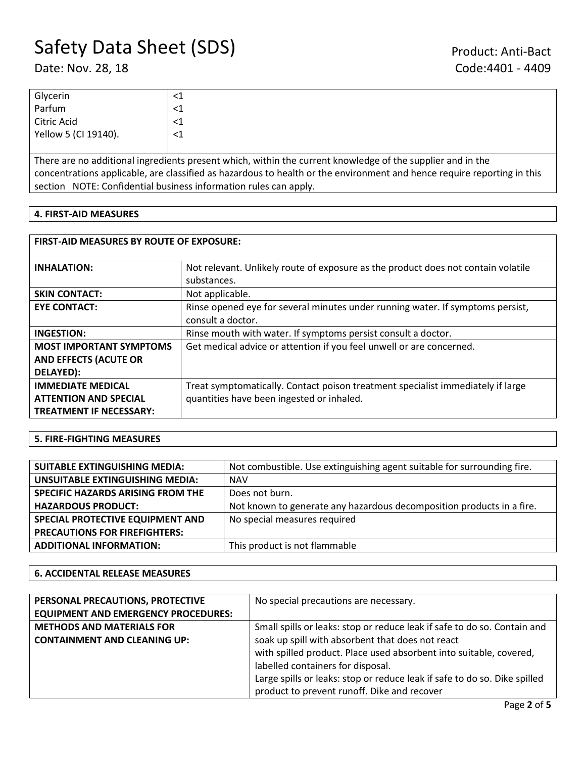| | |
|---|---|
| Glycerin | <1 |
| Parfum | <1 |
| Citric Acid | <1 |
| Yellow 5 (CI 19140). | <1 |

There are no additional ingredients present which, within the current knowledge of the supplier and in the concentrations applicable, are classified as hazardous to health or the environment and hence require reporting in this section NOTE: Confidential business information rules can apply.

## 4. FIRST-AID MEASURES

| FIRST-AID MEASURES BY ROUTE OF EXPOSURE: | |
|---|---|
| **INHALATION:** | Not relevant. Unlikely route of exposure as the product does not contain volatile substances. |
| **SKIN CONTACT:** | Not applicable. |
| **EYE CONTACT:** | Rinse opened eye for several minutes under running water. If symptoms persist, consult a doctor. |
| **INGESTION:** | Rinse mouth with water. If symptoms persist consult a doctor. |
| **MOST IMPORTANT SYMPTOMS AND EFFECTS (ACUTE OR DELAYED):** | Get medical advice or attention if you feel unwell or are concerned. |
| **IMMEDIATE MEDICAL ATTENTION AND SPECIAL TREATMENT IF NECESSARY:** | Treat symptomatically. Contact poison treatment specialist immediately if large quantities have been ingested or inhaled. |

## 5. FIRE-FIGHTING MEASURES

| | |
|---|---|
| **SUITABLE EXTINGUISHING MEDIA:** | Not combustible. Use extinguishing agent suitable for surrounding fire. |
| **UNSUITABLE EXTINGUISHING MEDIA:** | NAV |
| **SPECIFIC HAZARDS ARISING FROM THE HAZARDOUS PRODUCT:** | Does not burn. Not known to generate any hazardous decomposition products in a fire. |
| **SPECIAL PROTECTIVE EQUIPMENT AND PRECAUTIONS FOR FIREFIGHTERS:** | No special measures required |
| **ADDITIONAL INFORMATION:** | This product is not flammable |

## 6. ACCIDENTAL RELEASE MEASURES

| | |
|---|---|
| **PERSONAL PRECAUTIONS, PROTECTIVE EQUIPMENT AND EMERGENCY PROCEDURES:** | No special precautions are necessary. |
| **METHODS AND MATERIALS FOR CONTAINMENT AND CLEANING UP:** | Small spills or leaks: stop or reduce leak if safe to do so. Contain and soak up spill with absorbent that does not react with spilled product. Place used absorbent into suitable, covered, labelled containers for disposal. Large spills or leaks: stop or reduce leak if safe to do so. Dike spilled product to prevent runoff. Dike and recover |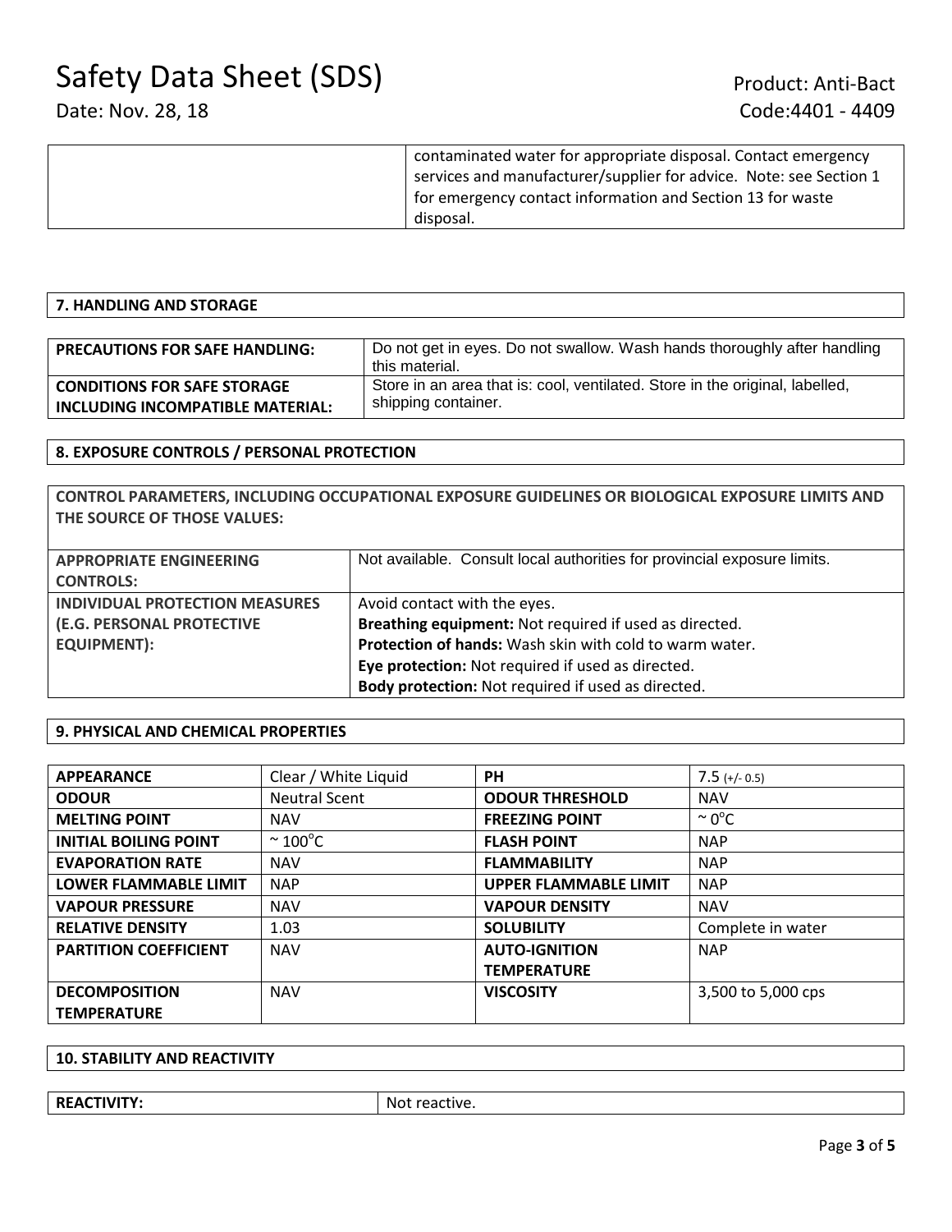| | contaminated water for appropriate disposal. Contact emergency services and manufacturer/supplier for advice. Note: see Section 1 for emergency contact information and Section 13 for waste disposal. |
|---|---|

## 7. HANDLING AND STORAGE

| | |
|---|---|
| **PRECAUTIONS FOR SAFE HANDLING:** | Do not get in eyes. Do not swallow. Wash hands thoroughly after handling this material. |
| **CONDITIONS FOR SAFE STORAGE INCLUDING INCOMPATIBLE MATERIAL:** | Store in an area that is: cool, ventilated. Store in the original, labelled, shipping container. |

## 8. EXPOSURE CONTROLS / PERSONAL PROTECTION

**CONTROL PARAMETERS, INCLUDING OCCUPATIONAL EXPOSURE GUIDELINES OR BIOLOGICAL EXPOSURE LIMITS AND THE SOURCE OF THOSE VALUES:**

| | |
|---|---|
| **APPROPRIATE ENGINEERING CONTROLS:** | Not available. Consult local authorities for provincial exposure limits. |
| **INDIVIDUAL PROTECTION MEASURES (E.G. PERSONAL PROTECTIVE EQUIPMENT):** | Avoid contact with the eyes.<br>**Breathing equipment:** Not required if used as directed.<br>**Protection of hands:** Wash skin with cold to warm water.<br>**Eye protection:** Not required if used as directed.<br>**Body protection:** Not required if used as directed. |

## 9. PHYSICAL AND CHEMICAL PROPERTIES

| | | | |
|---|---|---|---|
| **APPEARANCE** | Clear / White Liquid | **PH** | 7.5 (+/- 0.5) |
| **ODOUR** | Neutral Scent | **ODOUR THRESHOLD** | NAV |
| **MELTING POINT** | NAV | **FREEZING POINT** | ~ 0°C |
| **INITIAL BOILING POINT** | ~ 100°C | **FLASH POINT** | NAP |
| **EVAPORATION RATE** | NAV | **FLAMMABILITY** | NAP |
| **LOWER FLAMMABLE LIMIT** | NAP | **UPPER FLAMMABLE LIMIT** | NAP |
| **VAPOUR PRESSURE** | NAV | **VAPOUR DENSITY** | NAV |
| **RELATIVE DENSITY** | 1.03 | **SOLUBILITY** | Complete in water |
| **PARTITION COEFFICIENT** | NAV | **AUTO-IGNITION TEMPERATURE** | NAP |
| **DECOMPOSITION TEMPERATURE** | NAV | **VISCOSITY** | 3,500 to 5,000 cps |

## 10. STABILITY AND REACTIVITY

| | |
|---|---|
| **REACTIVITY:** | Not reactive. |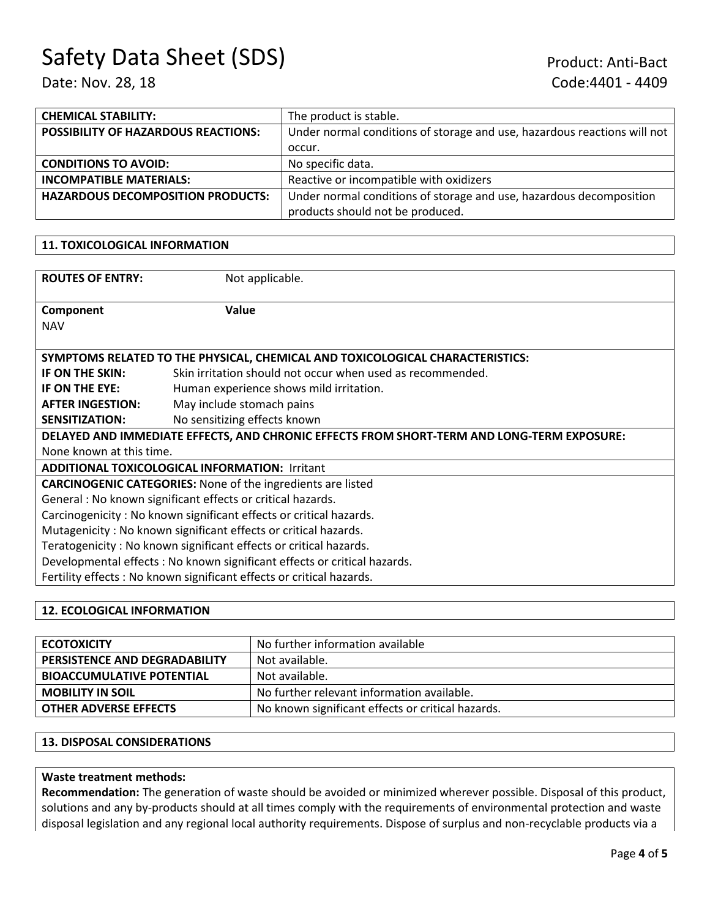| CHEMICAL STABILITY: | The product is stable. |
| --- | --- |
| POSSIBILITY OF HAZARDOUS REACTIONS: | Under normal conditions of storage and use, hazardous reactions will not occur. |
| CONDITIONS TO AVOID: | No specific data. |
| INCOMPATIBLE MATERIALS: | Reactive or incompatible with oxidizers |
| HAZARDOUS DECOMPOSITION PRODUCTS: | Under normal conditions of storage and use, hazardous decomposition products should not be produced. |

## 11. TOXICOLOGICAL INFORMATION

**ROUTES OF ENTRY:** Not applicable.

| Component | Value |
| --- | --- |
| NAV | |

**SYMPTOMS RELATED TO THE PHYSICAL, CHEMICAL AND TOXICOLOGICAL CHARACTERISTICS:**

| | |
| --- | --- |
| **IF ON THE SKIN:** | Skin irritation should not occur when used as recommended. |
| **IF ON THE EYE:** | Human experience shows mild irritation. |
| **AFTER INGESTION:** | May include stomach pains |
| **SENSITIZATION:** | No sensitizing effects known |

**DELAYED AND IMMEDIATE EFFECTS, AND CHRONIC EFFECTS FROM SHORT-TERM AND LONG-TERM EXPOSURE:**
None known at this time.

**ADDITIONAL TOXICOLOGICAL INFORMATION:** Irritant

**CARCINOGENIC CATEGORIES:** None of the ingredients are listed
General : No known significant effects or critical hazards.
Carcinogenicity : No known significant effects or critical hazards.
Mutagenicity : No known significant effects or critical hazards.
Teratogenicity : No known significant effects or critical hazards.
Developmental effects : No known significant effects or critical hazards.
Fertility effects : No known significant effects or critical hazards.

## 12. ECOLOGICAL INFORMATION

| ECOTOXICITY | No further information available |
| --- | --- |
| PERSISTENCE AND DEGRADABILITY | Not available. |
| BIOACCUMULATIVE POTENTIAL | Not available. |
| MOBILITY IN SOIL | No further relevant information available. |
| OTHER ADVERSE EFFECTS | No known significant effects or critical hazards. |

## 13. DISPOSAL CONSIDERATIONS

**Waste treatment methods:**
**Recommendation:** The generation of waste should be avoided or minimized wherever possible. Disposal of this product, solutions and any by-products should at all times comply with the requirements of environmental protection and waste disposal legislation and any regional local authority requirements. Dispose of surplus and non-recyclable products via a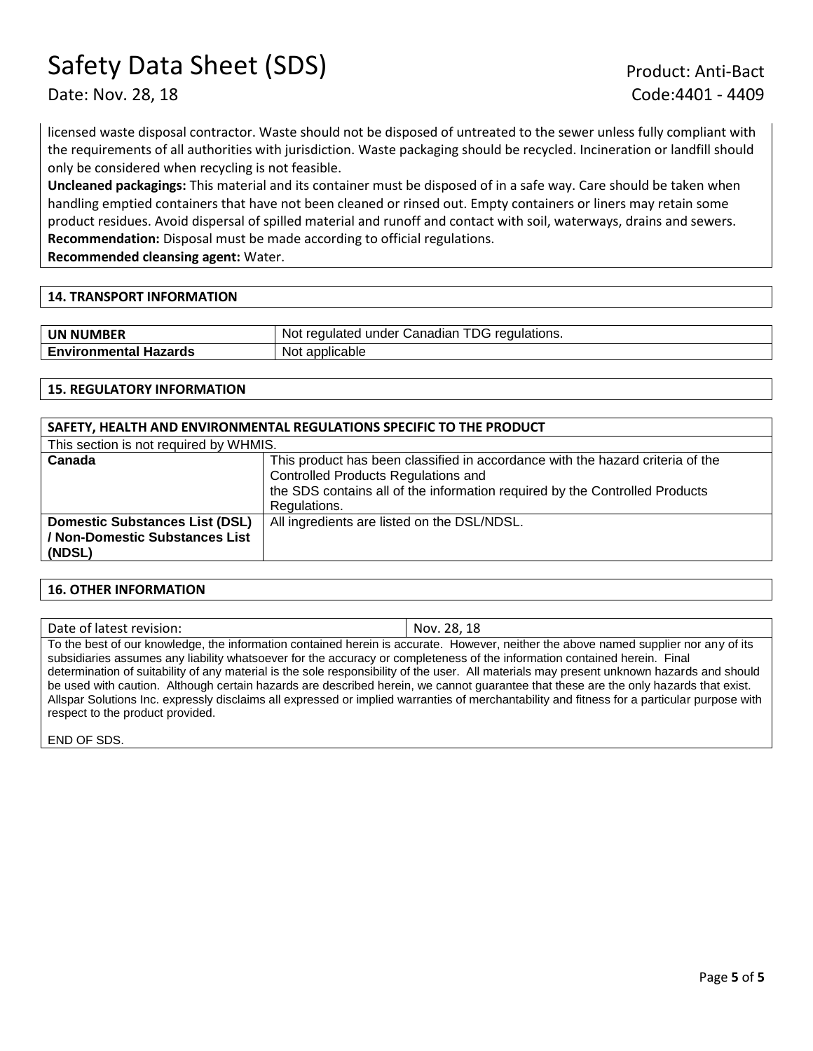licensed waste disposal contractor. Waste should not be disposed of untreated to the sewer unless fully compliant with the requirements of all authorities with jurisdiction. Waste packaging should be recycled. Incineration or landfill should only be considered when recycling is not feasible.

**Uncleaned packagings:** This material and its container must be disposed of in a safe way. Care should be taken when handling emptied containers that have not been cleaned or rinsed out. Empty containers or liners may retain some product residues. Avoid dispersal of spilled material and runoff and contact with soil, waterways, drains and sewers.

**Recommendation:** Disposal must be made according to official regulations.

**Recommended cleansing agent:** Water.

## 14. TRANSPORT INFORMATION

| | |
|---|---|
| **UN NUMBER** | Not regulated under Canadian TDG regulations. |
| **Environmental Hazards** | Not applicable |

## 15. REGULATORY INFORMATION

| **SAFETY, HEALTH AND ENVIRONMENTAL REGULATIONS SPECIFIC TO THE PRODUCT** | |
|---|---|
| This section is not required by WHMIS. | |
| **Canada** | This product has been classified in accordance with the hazard criteria of the Controlled Products Regulations and the SDS contains all of the information required by the Controlled Products Regulations. |
| **Domestic Substances List (DSL) / Non-Domestic Substances List (NDSL)** | All ingredients are listed on the DSL/NDSL. |

## 16. OTHER INFORMATION

| | |
|---|---|
| Date of latest revision: | Nov. 28, 18 |

To the best of our knowledge, the information contained herein is accurate. However, neither the above named supplier nor any of its subsidiaries assumes any liability whatsoever for the accuracy or completeness of the information contained herein. Final determination of suitability of any material is the sole responsibility of the user. All materials may present unknown hazards and should be used with caution. Although certain hazards are described herein, we cannot guarantee that these are the only hazards that exist. Allspar Solutions Inc. expressly disclaims all expressed or implied warranties of merchantability and fitness for a particular purpose with respect to the product provided.

END OF SDS.